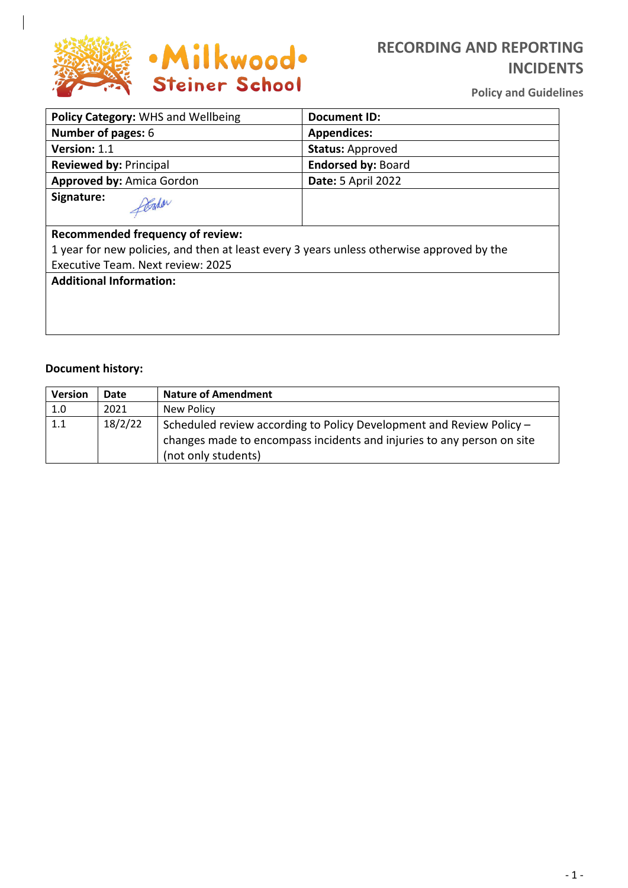# RECORDING AND REPORTING INCIDENTS

**Policy and Guidelines**

| **Policy Category:** WHS and Wellbeing | **Document ID:** |
|---|---|
| **Number of pages:** 6 | **Appendices:** |
| **Version:** 1.1 | **Status:** Approved |
| **Reviewed by:** Principal | **Endorsed by:** Board |
| **Approved by:** Amica Gordon | **Date:** 5 April 2022 |
| **Signature:** | |
| **Recommended frequency of review:** 1 year for new policies, and then at least every 3 years unless otherwise approved by the Executive Team. Next review: 2025 | |
| **Additional Information:** | |

**Document history:**

| Version | Date | Nature of Amendment |
|---|---|---|
| 1.0 | 2021 | New Policy |
| 1.1 | 18/2/22 | Scheduled review according to Policy Development and Review Policy – changes made to encompass incidents and injuries to any person on site (not only students) |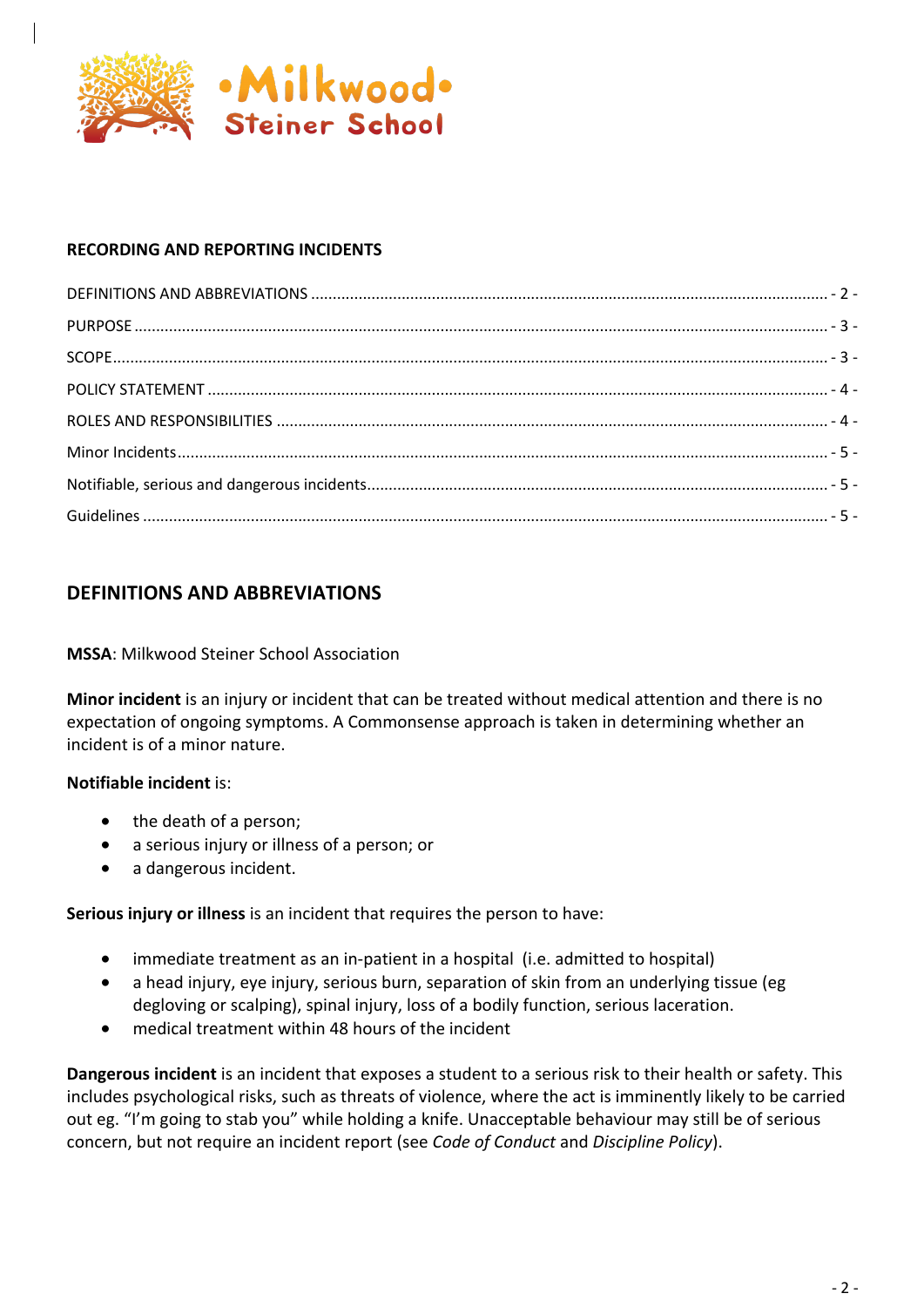Milkwood Steiner School

**RECORDING AND REPORTING INCIDENTS**

DEFINITIONS AND ABBREVIATIONS ..... - 2 -
PURPOSE ..... - 3 -
SCOPE ..... - 3 -
POLICY STATEMENT ..... - 4 -
ROLES AND RESPONSIBILITIES ..... - 4 -
Minor Incidents ..... - 5 -
Notifiable, serious and dangerous incidents ..... - 5 -
Guidelines ..... - 5 -

## DEFINITIONS AND ABBREVIATIONS

**MSSA**: Milkwood Steiner School Association

**Minor incident** is an injury or incident that can be treated without medical attention and there is no expectation of ongoing symptoms. A Commonsense approach is taken in determining whether an incident is of a minor nature.

**Notifiable incident** is:

- the death of a person;
- a serious injury or illness of a person; or
- a dangerous incident.

**Serious injury or illness** is an incident that requires the person to have:

- immediate treatment as an in-patient in a hospital (i.e. admitted to hospital)
- a head injury, eye injury, serious burn, separation of skin from an underlying tissue (eg degloving or scalping), spinal injury, loss of a bodily function, serious laceration.
- medical treatment within 48 hours of the incident

**Dangerous incident** is an incident that exposes a student to a serious risk to their health or safety. This includes psychological risks, such as threats of violence, where the act is imminently likely to be carried out eg. "I'm going to stab you" while holding a knife. Unacceptable behaviour may still be of serious concern, but not require an incident report (see *Code of Conduct* and *Discipline Policy*).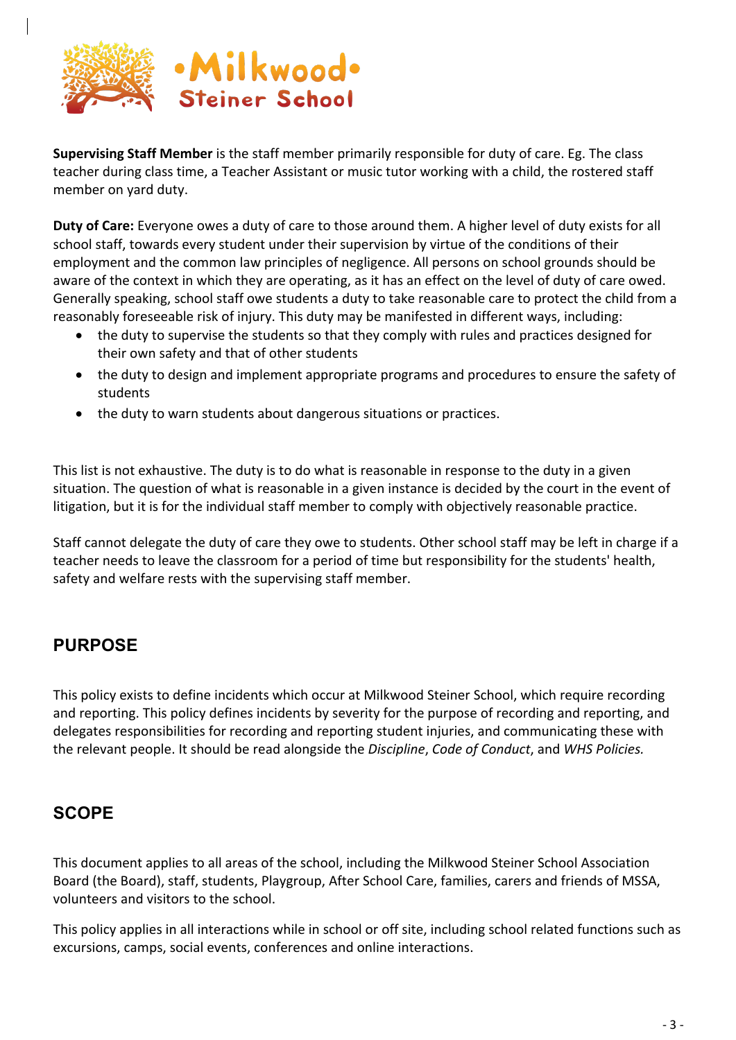**Supervising Staff Member** is the staff member primarily responsible for duty of care. Eg. The class teacher during class time, a Teacher Assistant or music tutor working with a child, the rostered staff member on yard duty.

**Duty of Care:** Everyone owes a duty of care to those around them. A higher level of duty exists for all school staff, towards every student under their supervision by virtue of the conditions of their employment and the common law principles of negligence. All persons on school grounds should be aware of the context in which they are operating, as it has an effect on the level of duty of care owed. Generally speaking, school staff owe students a duty to take reasonable care to protect the child from a reasonably foreseeable risk of injury. This duty may be manifested in different ways, including:

- the duty to supervise the students so that they comply with rules and practices designed for their own safety and that of other students
- the duty to design and implement appropriate programs and procedures to ensure the safety of students
- the duty to warn students about dangerous situations or practices.

This list is not exhaustive. The duty is to do what is reasonable in response to the duty in a given situation. The question of what is reasonable in a given instance is decided by the court in the event of litigation, but it is for the individual staff member to comply with objectively reasonable practice.

Staff cannot delegate the duty of care they owe to students. Other school staff may be left in charge if a teacher needs to leave the classroom for a period of time but responsibility for the students' health, safety and welfare rests with the supervising staff member.

## PURPOSE

This policy exists to define incidents which occur at Milkwood Steiner School, which require recording and reporting. This policy defines incidents by severity for the purpose of recording and reporting, and delegates responsibilities for recording and reporting student injuries, and communicating these with the relevant people. It should be read alongside the *Discipline*, *Code of Conduct*, and *WHS Policies.*

## SCOPE

This document applies to all areas of the school, including the Milkwood Steiner School Association Board (the Board), staff, students, Playgroup, After School Care, families, carers and friends of MSSA, volunteers and visitors to the school.

This policy applies in all interactions while in school or off site, including school related functions such as excursions, camps, social events, conferences and online interactions.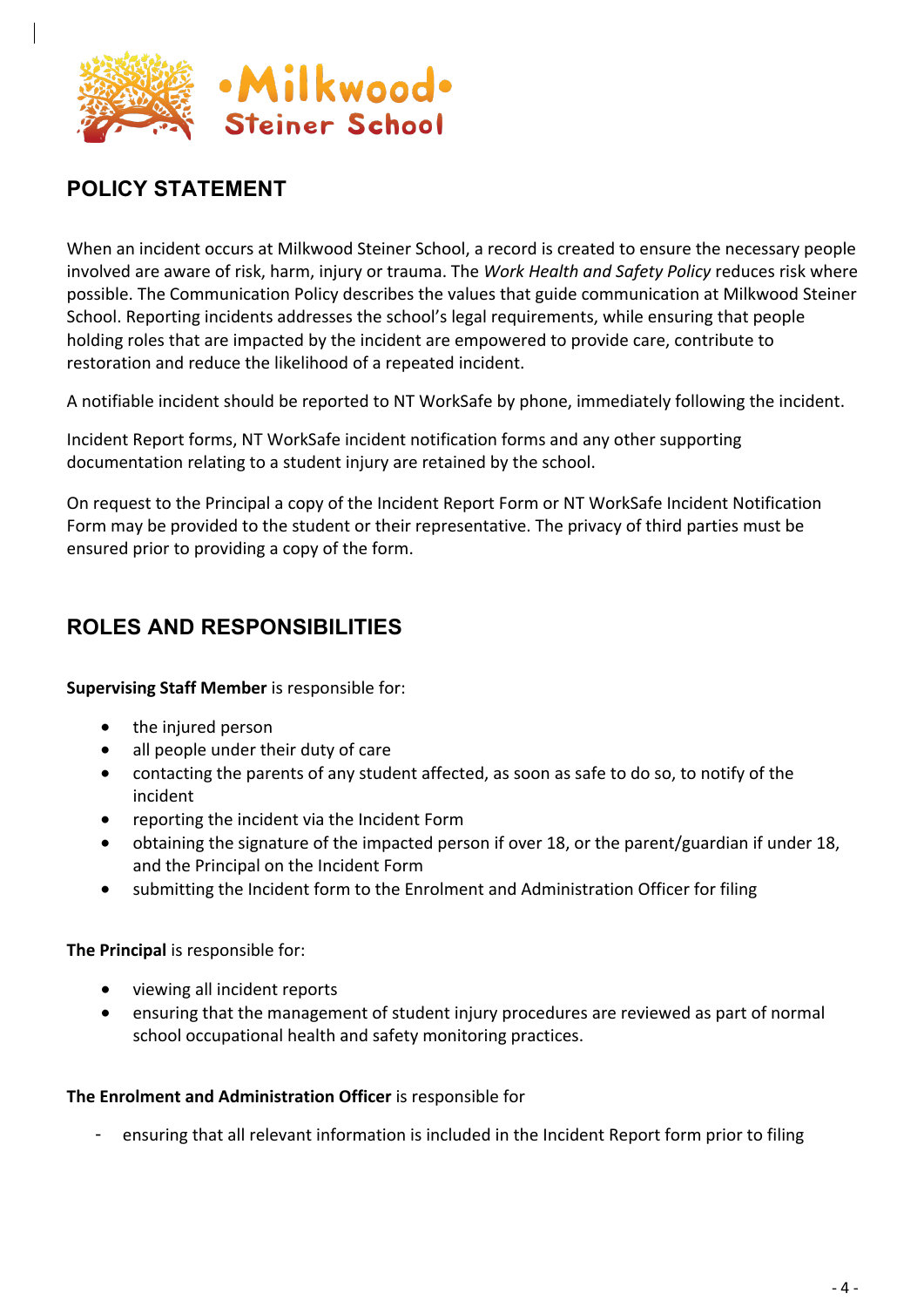## POLICY STATEMENT

When an incident occurs at Milkwood Steiner School, a record is created to ensure the necessary people involved are aware of risk, harm, injury or trauma. The *Work Health and Safety Policy* reduces risk where possible. The Communication Policy describes the values that guide communication at Milkwood Steiner School. Reporting incidents addresses the school's legal requirements, while ensuring that people holding roles that are impacted by the incident are empowered to provide care, contribute to restoration and reduce the likelihood of a repeated incident.

A notifiable incident should be reported to NT WorkSafe by phone, immediately following the incident.

Incident Report forms, NT WorkSafe incident notification forms and any other supporting documentation relating to a student injury are retained by the school.

On request to the Principal a copy of the Incident Report Form or NT WorkSafe Incident Notification Form may be provided to the student or their representative. The privacy of third parties must be ensured prior to providing a copy of the form.

## ROLES AND RESPONSIBILITIES

**Supervising Staff Member** is responsible for:

- the injured person
- all people under their duty of care
- contacting the parents of any student affected, as soon as safe to do so, to notify of the incident
- reporting the incident via the Incident Form
- obtaining the signature of the impacted person if over 18, or the parent/guardian if under 18, and the Principal on the Incident Form
- submitting the Incident form to the Enrolment and Administration Officer for filing

**The Principal** is responsible for:

- viewing all incident reports
- ensuring that the management of student injury procedures are reviewed as part of normal school occupational health and safety monitoring practices.

**The Enrolment and Administration Officer** is responsible for

- ensuring that all relevant information is included in the Incident Report form prior to filing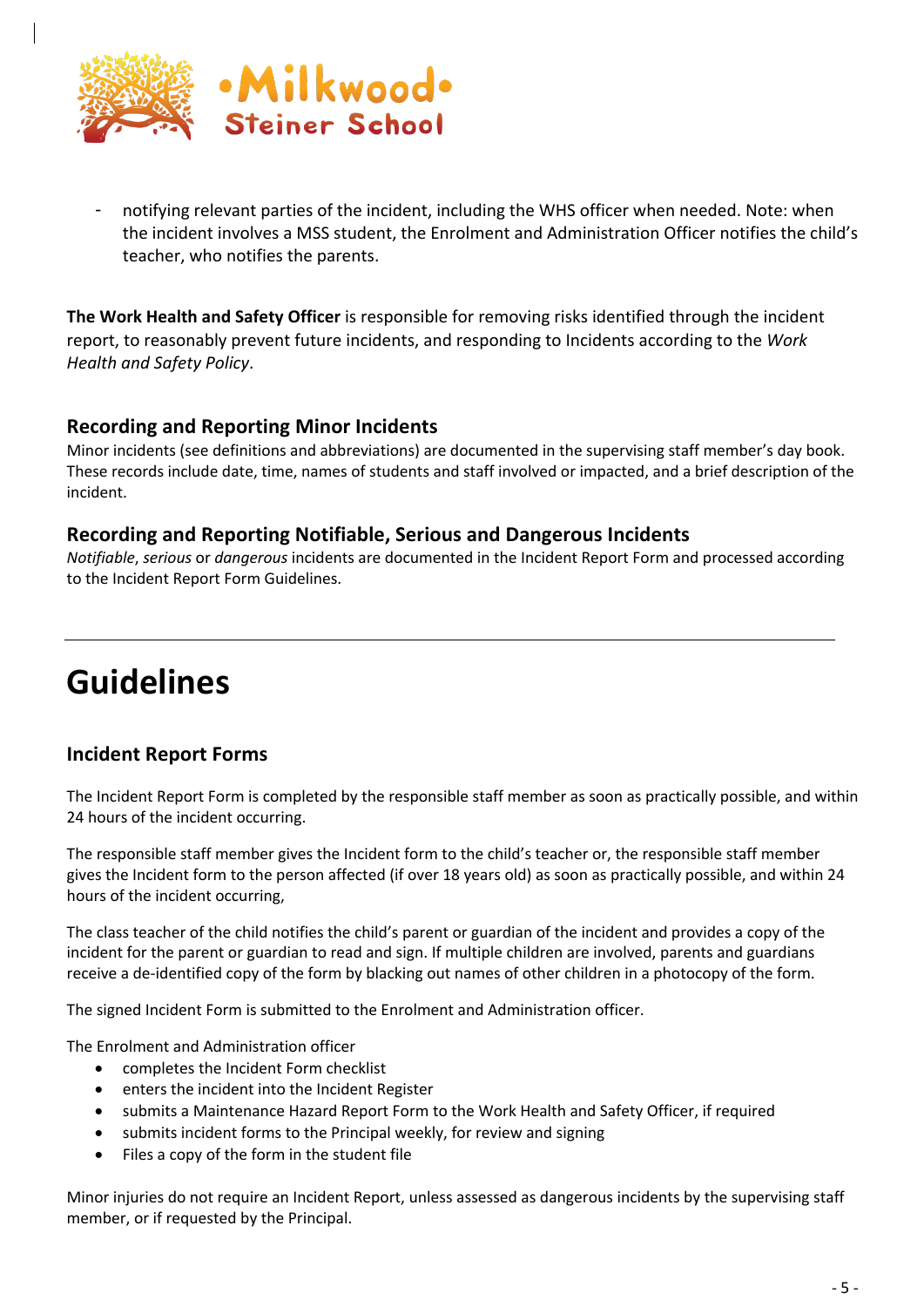- notifying relevant parties of the incident, including the WHS officer when needed. Note: when the incident involves a MSS student, the Enrolment and Administration Officer notifies the child's teacher, who notifies the parents.

**The Work Health and Safety Officer** is responsible for removing risks identified through the incident report, to reasonably prevent future incidents, and responding to Incidents according to the *Work Health and Safety Policy*.

### Recording and Reporting Minor Incidents

Minor incidents (see definitions and abbreviations) are documented in the supervising staff member's day book. These records include date, time, names of students and staff involved or impacted, and a brief description of the incident.

### Recording and Reporting Notifiable, Serious and Dangerous Incidents

*Notifiable*, *serious* or *dangerous* incidents are documented in the Incident Report Form and processed according to the Incident Report Form Guidelines.

---

# Guidelines

### Incident Report Forms

The Incident Report Form is completed by the responsible staff member as soon as practically possible, and within 24 hours of the incident occurring.

The responsible staff member gives the Incident form to the child's teacher or, the responsible staff member gives the Incident form to the person affected (if over 18 years old) as soon as practically possible, and within 24 hours of the incident occurring,

The class teacher of the child notifies the child's parent or guardian of the incident and provides a copy of the incident for the parent or guardian to read and sign. If multiple children are involved, parents and guardians receive a de-identified copy of the form by blacking out names of other children in a photocopy of the form.

The signed Incident Form is submitted to the Enrolment and Administration officer.

The Enrolment and Administration officer

- completes the Incident Form checklist
- enters the incident into the Incident Register
- submits a Maintenance Hazard Report Form to the Work Health and Safety Officer, if required
- submits incident forms to the Principal weekly, for review and signing
- Files a copy of the form in the student file

Minor injuries do not require an Incident Report, unless assessed as dangerous incidents by the supervising staff member, or if requested by the Principal.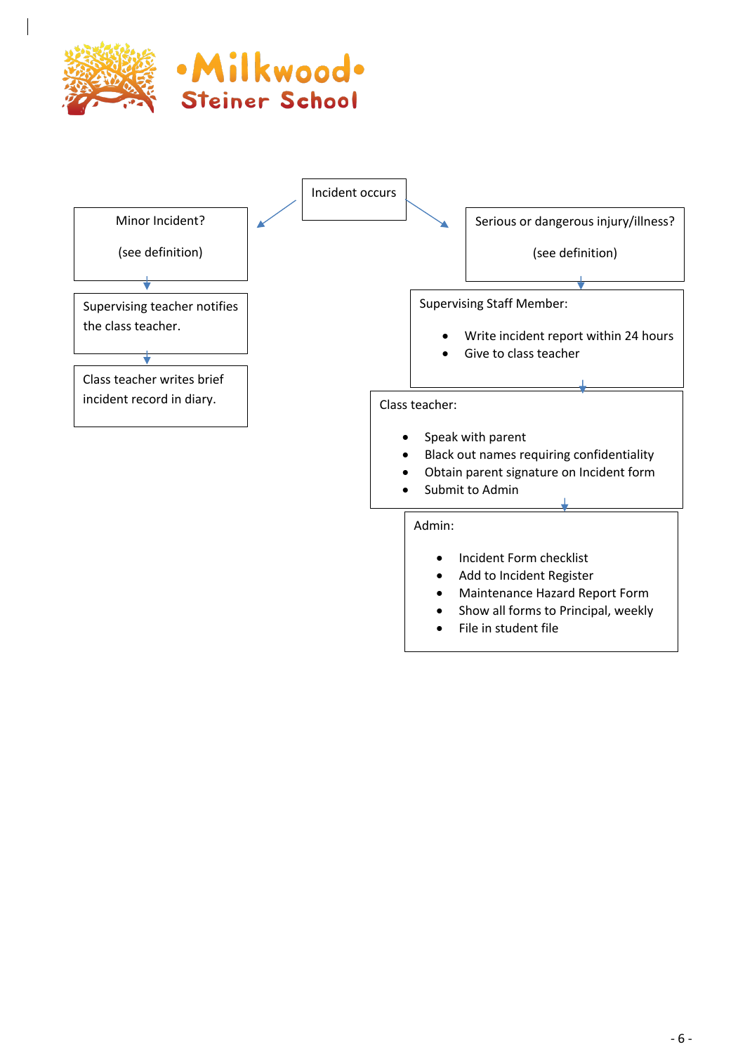Milkwood Steiner School

Incident occurs

Minor Incident?

(see definition)

Supervising teacher notifies the class teacher.

Class teacher writes brief incident record in diary.

Serious or dangerous injury/illness?

(see definition)

Supervising Staff Member:

- Write incident report within 24 hours
- Give to class teacher

Class teacher:

- Speak with parent
- Black out names requiring confidentiality
- Obtain parent signature on Incident form
- Submit to Admin

Admin:

- Incident Form checklist
- Add to Incident Register
- Maintenance Hazard Report Form
- Show all forms to Principal, weekly
- File in student file